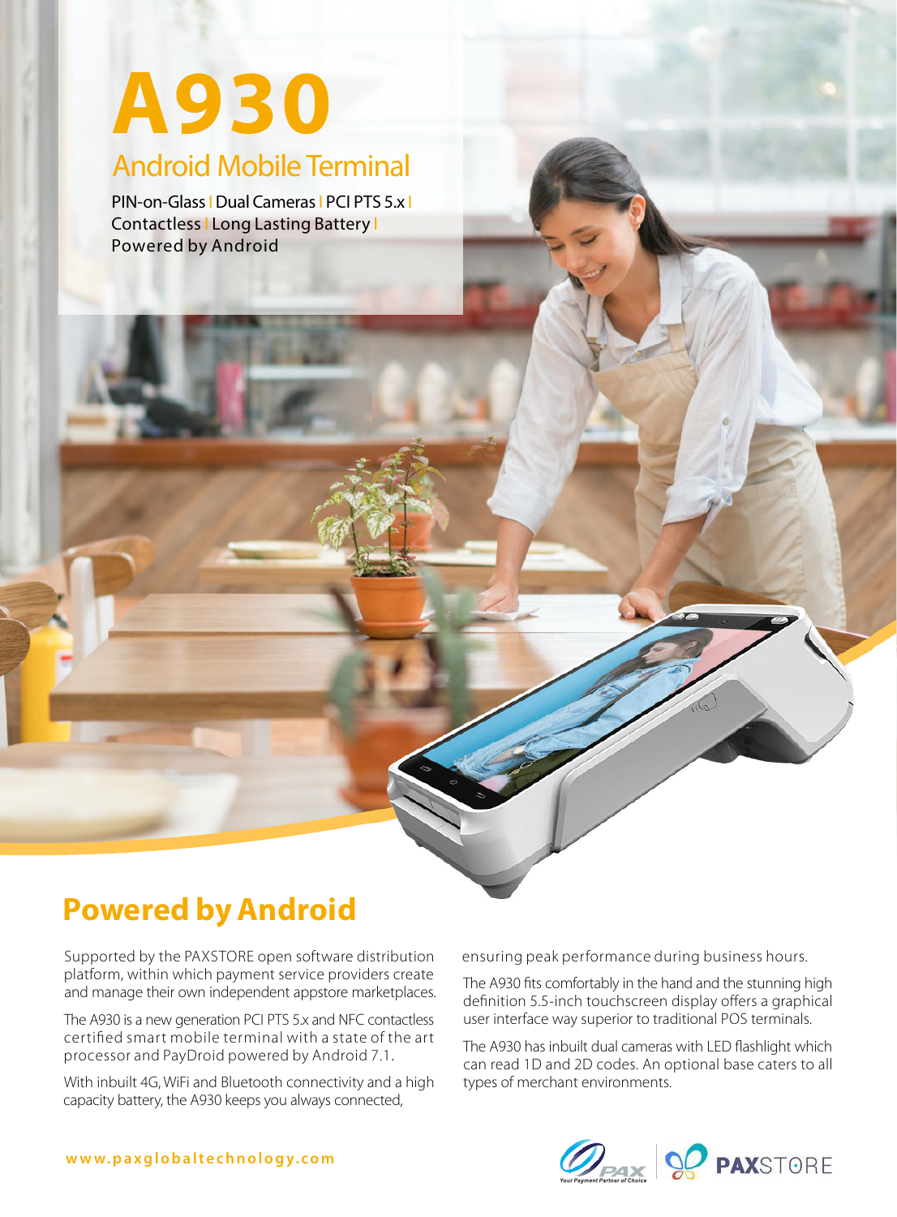# A930

## Android Mobile Terminal

PIN-on-Glass | Dual Cameras | PCI PTS 5.x | Contactless | Long Lasting Battery | Powered by Android

## Powered by Android

Supported by the PAXSTORE open software distribution platform, within which payment service providers create and manage their own independent appstore marketplaces.

The A930 is a new generation PCI PTS 5.x and NFC contactless certified smart mobile terminal with a state of the art processor and PayDroid powered by Android 7.1.

With inbuilt 4G, WiFi and Bluetooth connectivity and a high capacity battery, the A930 keeps you always connected, ensuring peak performance during business hours.

The A930 fits comfortably in the hand and the stunning high definition 5.5-inch touchscreen display offers a graphical user interface way superior to traditional POS terminals.

The A930 has inbuilt dual cameras with LED flashlight which can read 1D and 2D codes. An optional base caters to all types of merchant environments.

www.paxglobaltechnology.com

PAX Your Payment Partner of Choice | PAXSTORE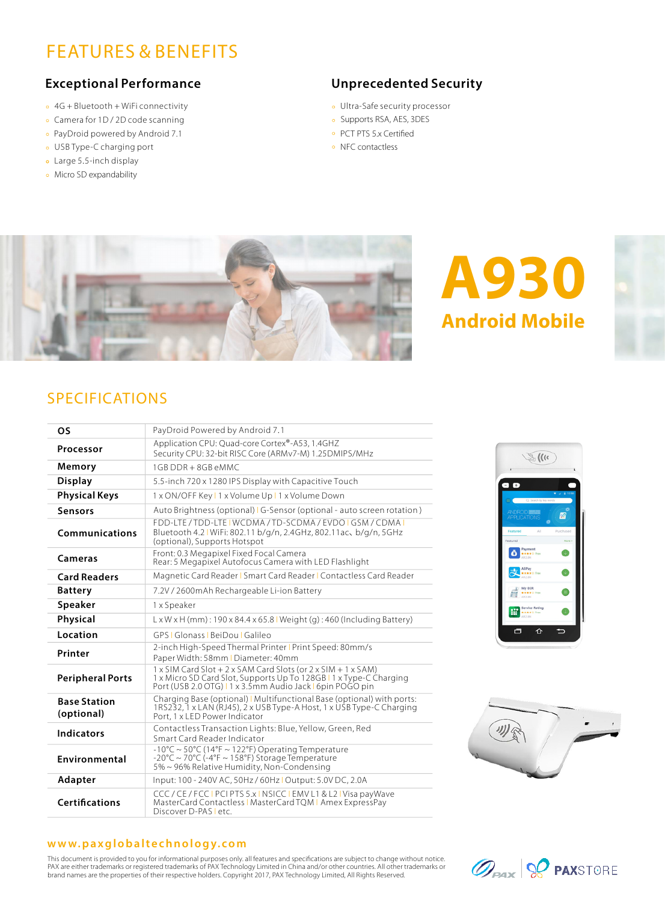# FEATURES & BENEFITS

## Exceptional Performance

- 4G + Bluetooth + WiFi connectivity
- Camera for 1D / 2D code scanning
- PayDroid powered by Android 7.1
- USB Type-C charging port
- Large 5.5-inch display
- Micro SD expandability

## Unprecedented Security

- Ultra-Safe security processor
- Supports RSA, AES, 3DES
- PCT PTS 5.x Certified
- NFC contactless

# A930

## Android Mobile

# SPECIFICATIONS

| | |
|---|---|
| **OS** | PayDroid Powered by Android 7.1 |
| **Processor** | Application CPU: Quad-core Cortex®-A53, 1.4GHZ<br>Security CPU: 32-bit RISC Core (ARMv7-M) 1.25DMIPS/MHz |
| **Memory** | 1GB DDR + 8GB eMMC |
| **Display** | 5.5-inch 720 x 1280 IPS Display with Capacitive Touch |
| **Physical Keys** | 1 x ON/OFF Key I 1 x Volume Up I 1 x Volume Down |
| **Sensors** | Auto Brightness (optional) I G-Sensor (optional - auto screen rotation) |
| **Communications** | FDD-LTE / TDD-LTE I WCDMA / TD-SCDMA / EVDO I GSM / CDMA I<br>Bluetooth 4.2 I WiFi: 802.11 b/g/n, 2.4GHz, 802.11ac, b/g/n, 5GHz (optional), Supports Hotspot |
| **Cameras** | Front: 0.3 Megapixel Fixed Focal Camera<br>Rear: 5 Megapixel Autofocus Camera with LED Flashlight |
| **Card Readers** | Magnetic Card Reader I Smart Card Reader I Contactless Card Reader |
| **Battery** | 7.2V / 2600mAh Rechargeable Li-ion Battery |
| **Speaker** | 1 x Speaker |
| **Physical** | L x W x H (mm) : 190 x 84.4 x 65.8 I Weight (g) : 460 (Including Battery) |
| **Location** | GPS I Glonass I BeiDou I Galileo |
| **Printer** | 2-inch High-Speed Thermal Printer I Print Speed: 80mm/s<br>Paper Width: 58mm I Diameter: 40mm |
| **Peripheral Ports** | 1 x SIM Card Slot + 2 x SAM Card Slots (or 2 x SIM + 1 x SAM)<br>1 x Micro SD Card Slot, Supports Up To 128GB I 1 x Type-C Charging Port (USB 2.0 OTG) I 1 x 3.5mm Audio Jack I 6pin POGO pin |
| **Base Station (optional)** | Charging Base (optional) I Multifunctional Base (optional) with ports: 1RS232, 1 x LAN (RJ45), 2 x USB Type-A Host, 1 x USB Type-C Charging Port, 1 x LED Power Indicator |
| **Indicators** | Contactless Transaction Lights: Blue, Yellow, Green, Red<br>Smart Card Reader Indicator |
| **Environmental** | -10°C ~ 50°C (14°F ~ 122°F) Operating Temperature<br>-20°C ~ 70°C (-4°F ~ 158°F) Storage Temperature<br>5% ~ 96% Relative Humidity, Non-Condensing |
| **Adapter** | Input: 100 - 240V AC, 50Hz / 60Hz I Output: 5.0V DC, 2.0A |
| **Certifications** | CCC / CE / FCC I PCI PTS 5.x I NSICC I EMV L1 & L2 I Visa payWave<br>MasterCard Contactless I MasterCard TQM I Amex ExpressPay<br>Discover D-PAS I etc. |

**www.paxglobaltechnology.com**

This document is provided to you for informational purposes only. all features and specifications are subject to change without notice. PAX are either trademarks or registered trademarks of PAX Technology Limited in China and/or other countries. All other trademarks or brand names are the properties of their respective holders. Copyright 2017, PAX Technology Limited, All Rights Reserved.

PAX | PAXSTORE